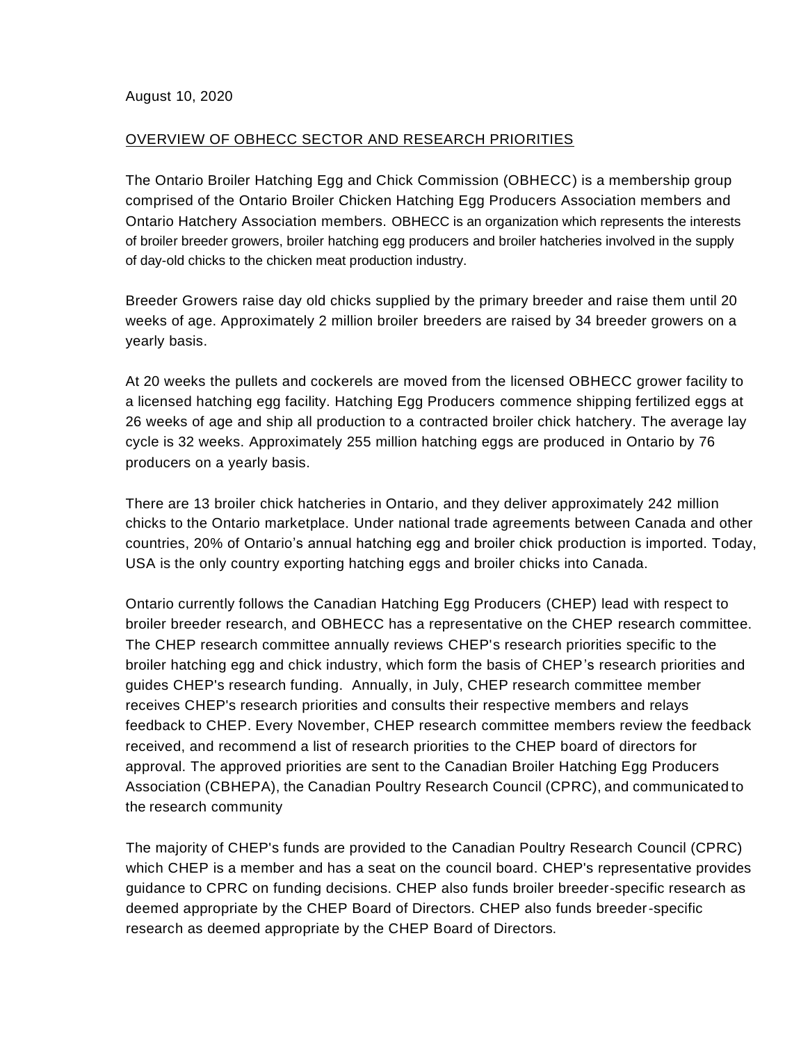August 10, 2020

OVERVIEW OF OBHECC SECTOR AND RESEARCH PRIORITIES

The Ontario Broiler Hatching Egg and Chick Commission (OBHECC) is a membership group comprised of the Ontario Broiler Chicken Hatching Egg Producers Association members and Ontario Hatchery Association members. OBHECC is an organization which represents the interests of broiler breeder growers, broiler hatching egg producers and broiler hatcheries involved in the supply of day-old chicks to the chicken meat production industry.

Breeder Growers raise day old chicks supplied by the primary breeder and raise them until 20 weeks of age. Approximately 2 million broiler breeders are raised by 34 breeder growers on a yearly basis.

At 20 weeks the pullets and cockerels are moved from the licensed OBHECC grower facility to a licensed hatching egg facility. Hatching Egg Producers commence shipping fertilized eggs at 26 weeks of age and ship all production to a contracted broiler chick hatchery. The average lay cycle is 32 weeks. Approximately 255 million hatching eggs are produced in Ontario by 76 producers on a yearly basis.

There are 13 broiler chick hatcheries in Ontario, and they deliver approximately 242 million chicks to the Ontario marketplace. Under national trade agreements between Canada and other countries, 20% of Ontario's annual hatching egg and broiler chick production is imported. Today, USA is the only country exporting hatching eggs and broiler chicks into Canada.

Ontario currently follows the Canadian Hatching Egg Producers (CHEP) lead with respect to broiler breeder research, and OBHECC has a representative on the CHEP research committee. The CHEP research committee annually reviews CHEP's research priorities specific to the broiler hatching egg and chick industry, which form the basis of CHEP's research priorities and guides CHEP's research funding. Annually, in July, CHEP research committee member receives CHEP's research priorities and consults their respective members and relays feedback to CHEP. Every November, CHEP research committee members review the feedback received, and recommend a list of research priorities to the CHEP board of directors for approval. The approved priorities are sent to the Canadian Broiler Hatching Egg Producers Association (CBHEPA), the Canadian Poultry Research Council (CPRC), and communicated to the research community

The majority of CHEP's funds are provided to the Canadian Poultry Research Council (CPRC) which CHEP is a member and has a seat on the council board. CHEP's representative provides guidance to CPRC on funding decisions. CHEP also funds broiler breeder-specific research as deemed appropriate by the CHEP Board of Directors. CHEP also funds breeder-specific research as deemed appropriate by the CHEP Board of Directors.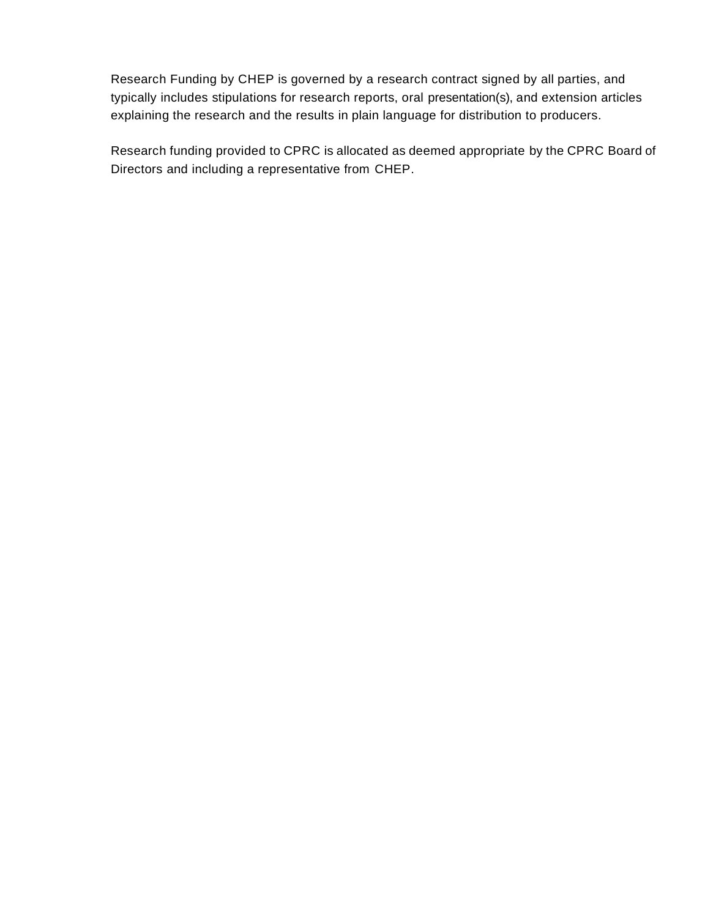Research Funding by CHEP is governed by a research contract signed by all parties, and typically includes stipulations for research reports, oral presentation(s), and extension articles explaining the research and the results in plain language for distribution to producers.

Research funding provided to CPRC is allocated as deemed appropriate by the CPRC Board of Directors and including a representative from CHEP.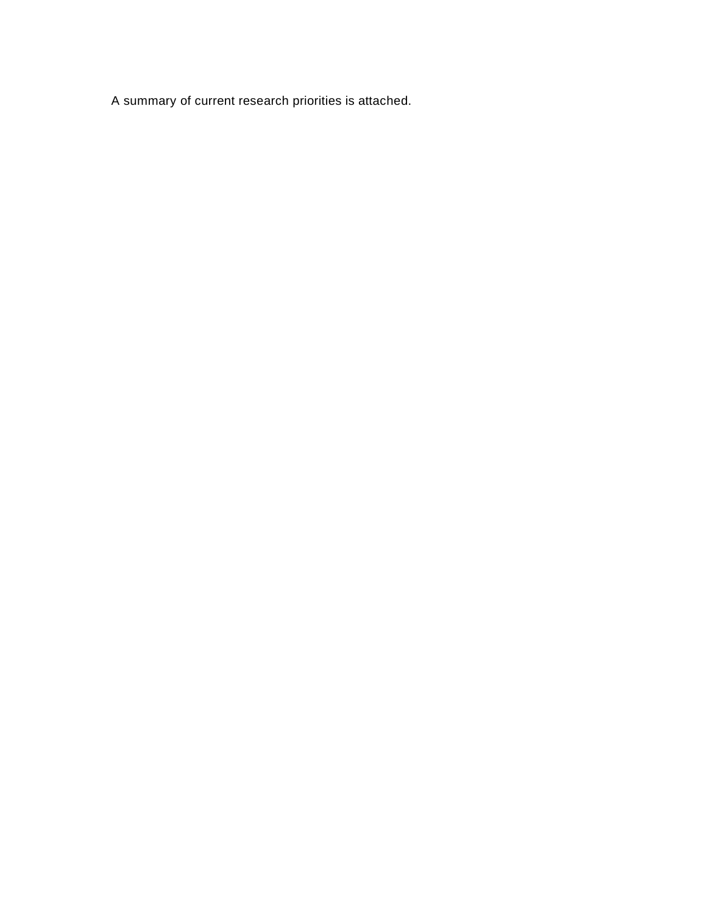A summary of current research priorities is attached.